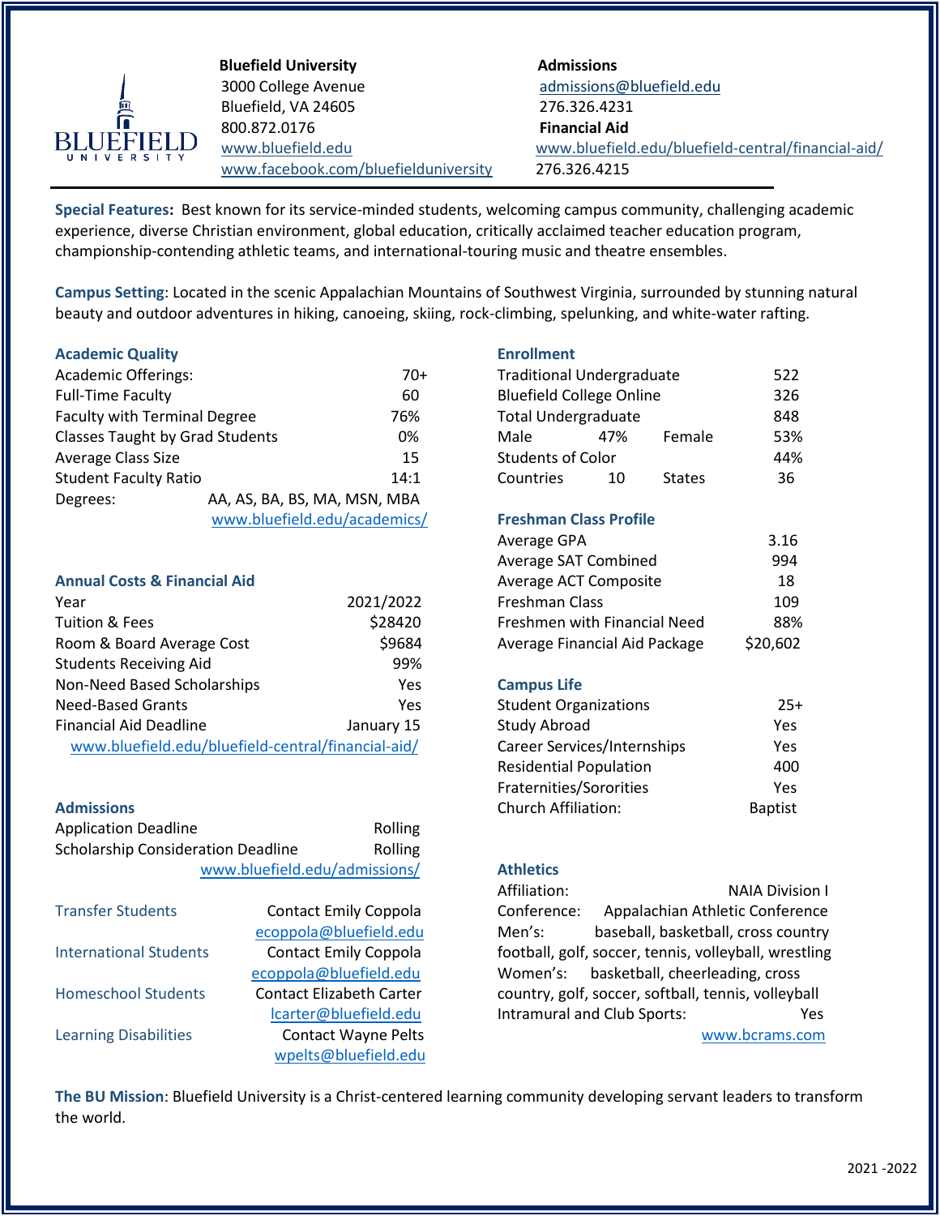**Bluefield University**
3000 College Avenue
Bluefield, VA 24605
800.872.0176
www.bluefield.edu
www.facebook.com/bluefielduniversity

**Admissions**
admissions@bluefield.edu
276.326.4231

**Financial Aid**
www.bluefield.edu/bluefield-central/financial-aid/
276.326.4215

**Special Features:** Best known for its service-minded students, welcoming campus community, challenging academic experience, diverse Christian environment, global education, critically acclaimed teacher education program, championship-contending athletic teams, and international-touring music and theatre ensembles.

**Campus Setting**: Located in the scenic Appalachian Mountains of Southwest Virginia, surrounded by stunning natural beauty and outdoor adventures in hiking, canoeing, skiing, rock-climbing, spelunking, and white-water rafting.

## Academic Quality

| | |
|---|---|
| Academic Offerings: | 70+ |
| Full-Time Faculty | 60 |
| Faculty with Terminal Degree | 76% |
| Classes Taught by Grad Students | 0% |
| Average Class Size | 15 |
| Student Faculty Ratio | 14:1 |
| Degrees: | AA, AS, BA, BS, MA, MSN, MBA |

www.bluefield.edu/academics/

## Annual Costs & Financial Aid

| | |
|---|---|
| Year | 2021/2022 |
| Tuition & Fees | $28420 |
| Room & Board Average Cost | $9684 |
| Students Receiving Aid | 99% |
| Non-Need Based Scholarships | Yes |
| Need-Based Grants | Yes |
| Financial Aid Deadline | January 15 |

www.bluefield.edu/bluefield-central/financial-aid/

## Admissions

| | |
|---|---|
| Application Deadline | Rolling |
| Scholarship Consideration Deadline | Rolling |

www.bluefield.edu/admissions/

| | |
|---|---|
| Transfer Students | Contact Emily Coppola<br>ecoppola@bluefield.edu |
| International Students | Contact Emily Coppola<br>ecoppola@bluefield.edu |
| Homeschool Students | Contact Elizabeth Carter<br>lcarter@bluefield.edu |
| Learning Disabilities | Contact Wayne Pelts<br>wpelts@bluefield.edu |

## Enrollment

| | | | |
|---|---|---|---|
| Traditional Undergraduate | | | 522 |
| Bluefield College Online | | | 326 |
| Total Undergraduate | | | 848 |
| Male | 47% | Female | 53% |
| Students of Color | | | 44% |
| Countries | 10 | States | 36 |

## Freshman Class Profile

| | |
|---|---|
| Average GPA | 3.16 |
| Average SAT Combined | 994 |
| Average ACT Composite | 18 |
| Freshman Class | 109 |
| Freshmen with Financial Need | 88% |
| Average Financial Aid Package | $20,602 |

## Campus Life

| | |
|---|---|
| Student Organizations | 25+ |
| Study Abroad | Yes |
| Career Services/Internships | Yes |
| Residential Population | 400 |
| Fraternities/Sororities | Yes |
| Church Affiliation: | Baptist |

## Athletics

Affiliation: NAIA Division I
Conference: Appalachian Athletic Conference
Men's: baseball, basketball, cross country football, golf, soccer, tennis, volleyball, wrestling
Women's: basketball, cheerleading, cross country, golf, soccer, softball, tennis, volleyball
Intramural and Club Sports: Yes
www.bcrams.com

**The BU Mission**: Bluefield University is a Christ-centered learning community developing servant leaders to transform the world.

2021 -2022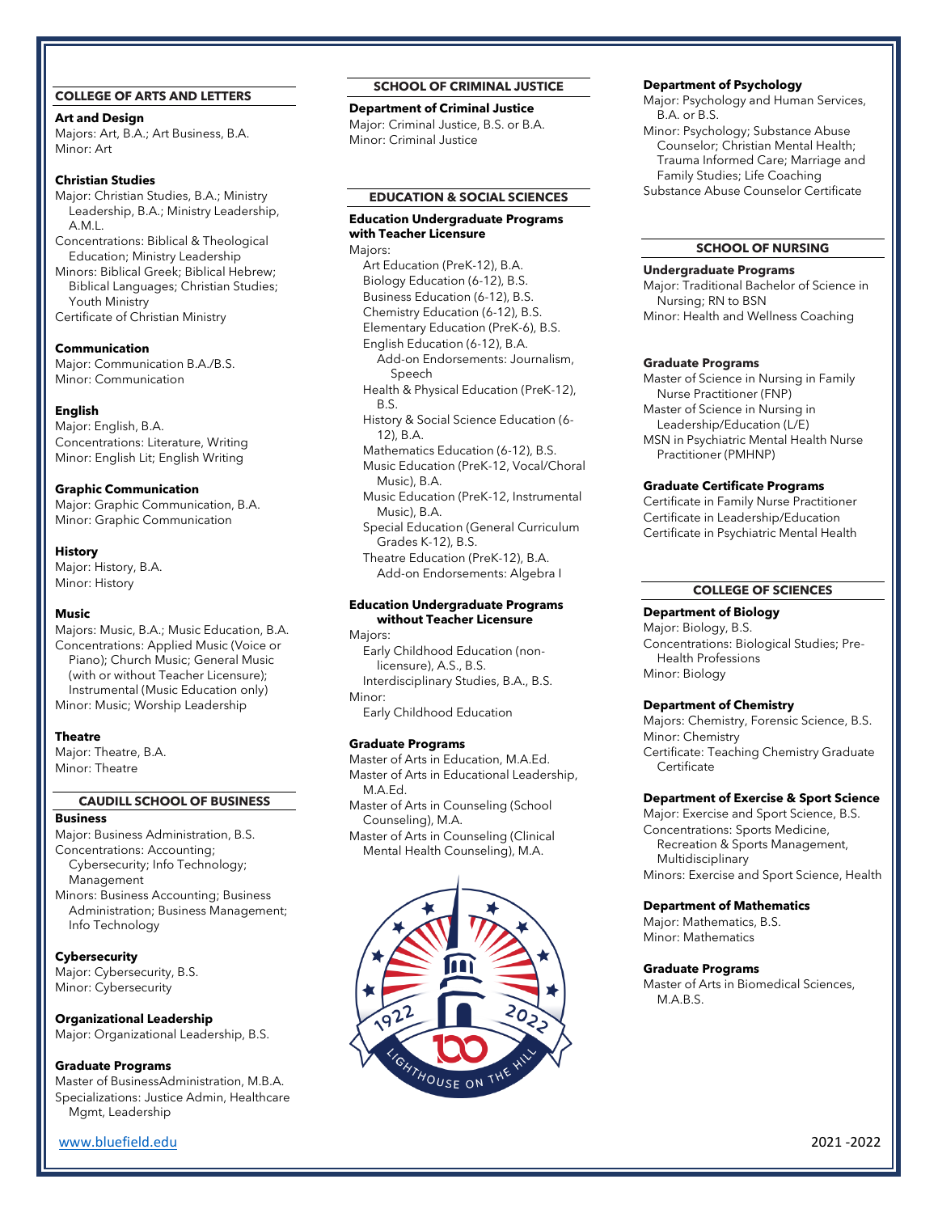## COLLEGE OF ARTS AND LETTERS

**Art and Design**
Majors: Art, B.A.; Art Business, B.A.
Minor: Art

**Christian Studies**
Major: Christian Studies, B.A.; Ministry Leadership, B.A.; Ministry Leadership, A.M.L.
Concentrations: Biblical & Theological Education; Ministry Leadership
Minors: Biblical Greek; Biblical Hebrew; Biblical Languages; Christian Studies; Youth Ministry
Certificate of Christian Ministry

**Communication**
Major: Communication B.A./B.S.
Minor: Communication

**English**
Major: English, B.A.
Concentrations: Literature, Writing
Minor: English Lit; English Writing

**Graphic Communication**
Major: Graphic Communication, B.A.
Minor: Graphic Communication

**History**
Major: History, B.A.
Minor: History

**Music**
Majors: Music, B.A.; Music Education, B.A.
Concentrations: Applied Music (Voice or Piano); Church Music; General Music (with or without Teacher Licensure); Instrumental (Music Education only)
Minor: Music; Worship Leadership

**Theatre**
Major: Theatre, B.A.
Minor: Theatre

## CAUDILL SCHOOL OF BUSINESS

**Business**
Major: Business Administration, B.S.
Concentrations: Accounting; Cybersecurity; Info Technology; Management
Minors: Business Accounting; Business Administration; Business Management; Info Technology

**Cybersecurity**
Major: Cybersecurity, B.S.
Minor: Cybersecurity

**Organizational Leadership**
Major: Organizational Leadership, B.S.

**Graduate Programs**
Master of BusinessAdministration, M.B.A.
Specializations: Justice Admin, Healthcare Mgmt, Leadership

## SCHOOL OF CRIMINAL JUSTICE

**Department of Criminal Justice**
Major: Criminal Justice, B.S. or B.A.
Minor: Criminal Justice

## EDUCATION & SOCIAL SCIENCES

**Education Undergraduate Programs with Teacher Licensure**
Majors:
- Art Education (PreK-12), B.A.
- Biology Education (6-12), B.S.
- Business Education (6-12), B.S.
- Chemistry Education (6-12), B.S.
- Elementary Education (PreK-6), B.S.
- English Education (6-12), B.A.
  - Add-on Endorsements: Journalism, Speech
- Health & Physical Education (PreK-12), B.S.
- History & Social Science Education (6-12), B.A.
- Mathematics Education (6-12), B.S.
- Music Education (PreK-12, Vocal/Choral Music), B.A.
- Music Education (PreK-12, Instrumental Music), B.A.
- Special Education (General Curriculum Grades K-12), B.S.
- Theatre Education (PreK-12), B.A.
  - Add-on Endorsements: Algebra I

**Education Undergraduate Programs without Teacher Licensure**
Majors:
- Early Childhood Education (non-licensure), A.S., B.S.
- Interdisciplinary Studies, B.A., B.S.

Minor:
- Early Childhood Education

**Graduate Programs**
Master of Arts in Education, M.A.Ed.
Master of Arts in Educational Leadership, M.A.Ed.
Master of Arts in Counseling (School Counseling), M.A.
Master of Arts in Counseling (Clinical Mental Health Counseling), M.A.

1922 100 2022
LIGHTHOUSE ON THE HILL

**Department of Psychology**
Major: Psychology and Human Services, B.A. or B.S.
Minor: Psychology; Substance Abuse Counselor; Christian Mental Health; Trauma Informed Care; Marriage and Family Studies; Life Coaching
Substance Abuse Counselor Certificate

## SCHOOL OF NURSING

**Undergraduate Programs**
Major: Traditional Bachelor of Science in Nursing; RN to BSN
Minor: Health and Wellness Coaching

**Graduate Programs**
Master of Science in Nursing in Family Nurse Practitioner (FNP)
Master of Science in Nursing in Leadership/Education (L/E)
MSN in Psychiatric Mental Health Nurse Practitioner (PMHNP)

**Graduate Certificate Programs**
Certificate in Family Nurse Practitioner
Certificate in Leadership/Education
Certificate in Psychiatric Mental Health

## COLLEGE OF SCIENCES

**Department of Biology**
Major: Biology, B.S.
Concentrations: Biological Studies; Pre-Health Professions
Minor: Biology

**Department of Chemistry**
Majors: Chemistry, Forensic Science, B.S.
Minor: Chemistry
Certificate: Teaching Chemistry Graduate Certificate

**Department of Exercise & Sport Science**
Major: Exercise and Sport Science, B.S.
Concentrations: Sports Medicine, Recreation & Sports Management, Multidisciplinary
Minors: Exercise and Sport Science, Health

**Department of Mathematics**
Major: Mathematics, B.S.
Minor: Mathematics

**Graduate Programs**
Master of Arts in Biomedical Sciences, M.A.B.S.

www.bluefield.edu

2021 -2022